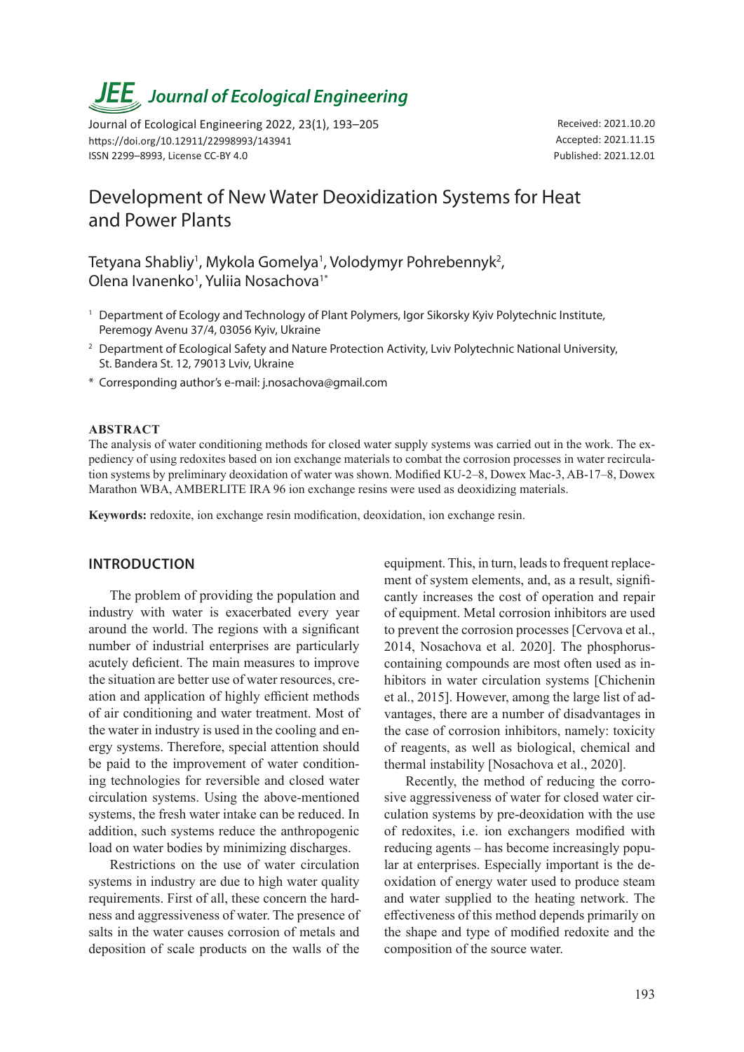# Development of New Water Deoxidization Systems for Heat and Power Plants

Tetyana Shabliy[1], Mykola Gomelya[1], Volodymyr Pohrebennyk[2], Olena Ivanenko[1], Yuliia Nosachova[1*]

[1] Department of Ecology and Technology of Plant Polymers, Igor Sikorsky Kyiv Polytechnic Institute, Peremogy Avenu 37/4, 03056 Kyiv, Ukraine

[2] Department of Ecological Safety and Nature Protection Activity, Lviv Polytechnic National University, St. Bandera St. 12, 79013 Lviv, Ukraine

\* Corresponding author's e-mail: j.nosachova@gmail.com

Received: 2021.10.20
Accepted: 2021.11.15
Published: 2021.12.01

Journal of Ecological Engineering 2022, 23(1), 193–205
https://doi.org/10.12911/22998993/143941
ISSN 2299–8993, License CC-BY 4.0

## ABSTRACT

The analysis of water conditioning methods for closed water supply systems was carried out in the work. The expediency of using redoxites based on ion exchange materials to combat the corrosion processes in water recirculation systems by preliminary deoxidation of water was shown. Modified KU-2–8, Dowex Mac-3, AB-17–8, Dowex Marathon WBA, AMBERLITE IRA 96 ion exchange resins were used as deoxidizing materials.

**Keywords:** redoxite, ion exchange resin modification, deoxidation, ion exchange resin.

## INTRODUCTION

The problem of providing the population and industry with water is exacerbated every year around the world. The regions with a significant number of industrial enterprises are particularly acutely deficient. The main measures to improve the situation are better use of water resources, creation and application of highly efficient methods of air conditioning and water treatment. Most of the water in industry is used in the cooling and energy systems. Therefore, special attention should be paid to the improvement of water conditioning technologies for reversible and closed water circulation systems. Using the above-mentioned systems, the fresh water intake can be reduced. In addition, such systems reduce the anthropogenic load on water bodies by minimizing discharges.

Restrictions on the use of water circulation systems in industry are due to high water quality requirements. First of all, these concern the hardness and aggressiveness of water. The presence of salts in the water causes corrosion of metals and deposition of scale products on the walls of the equipment. This, in turn, leads to frequent replacement of system elements, and, as a result, significantly increases the cost of operation and repair of equipment. Metal corrosion inhibitors are used to prevent the corrosion processes [Cervova et al., 2014, Nosachova et al. 2020]. The phosphorus-containing compounds are most often used as inhibitors in water circulation systems [Chichenin et al., 2015]. However, among the large list of advantages, there are a number of disadvantages in the case of corrosion inhibitors, namely: toxicity of reagents, as well as biological, chemical and thermal instability [Nosachova et al., 2020].

Recently, the method of reducing the corrosive aggressiveness of water for closed water circulation systems by pre-deoxidation with the use of redoxites, i.e. ion exchangers modified with reducing agents – has become increasingly popular at enterprises. Especially important is the deoxidation of energy water used to produce steam and water supplied to the heating network. The effectiveness of this method depends primarily on the shape and type of modified redoxite and the composition of the source water.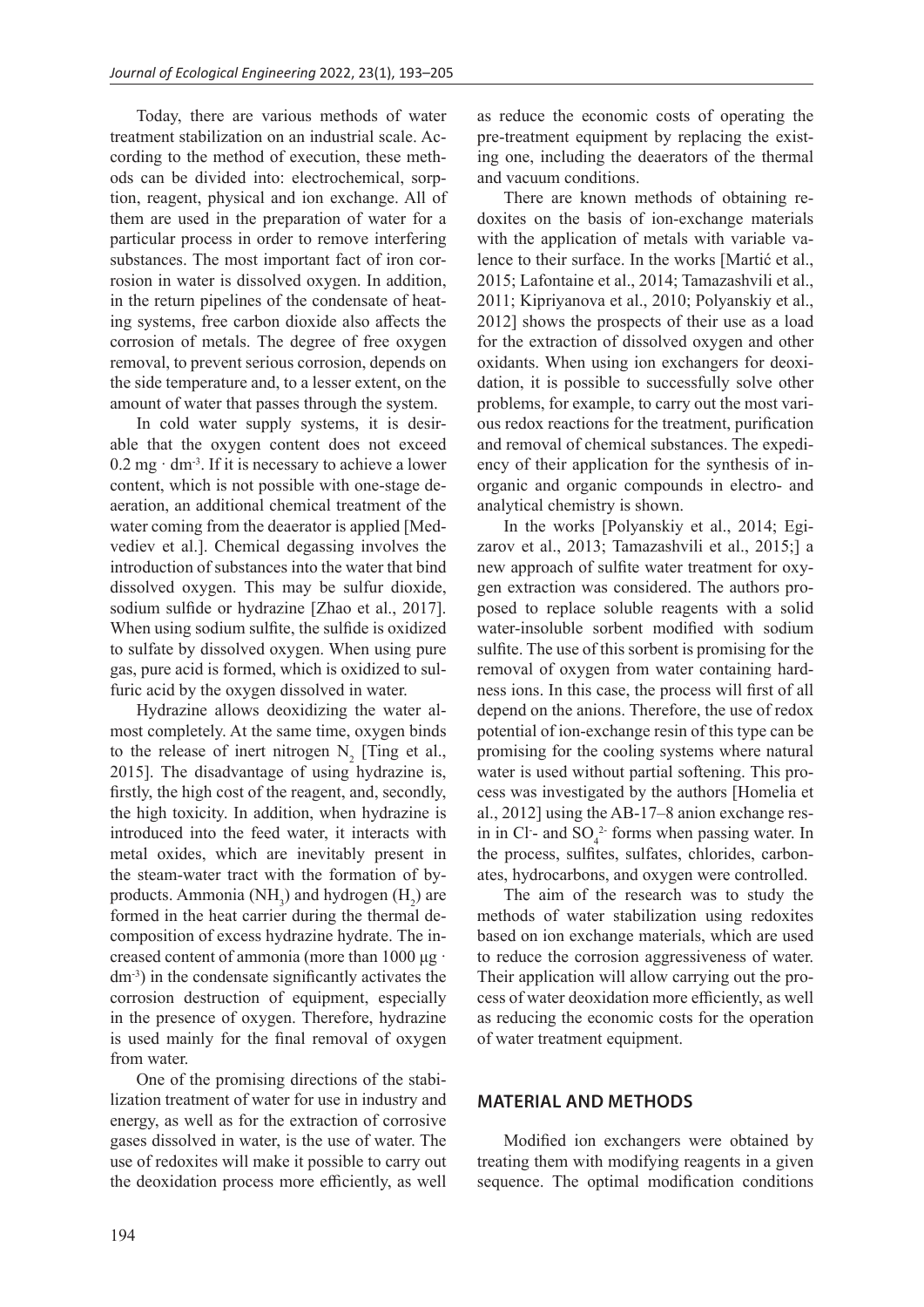Today, there are various methods of water treatment stabilization on an industrial scale. According to the method of execution, these methods can be divided into: electrochemical, sorption, reagent, physical and ion exchange. All of them are used in the preparation of water for a particular process in order to remove interfering substances. The most important fact of iron corrosion in water is dissolved oxygen. In addition, in the return pipelines of the condensate of heating systems, free carbon dioxide also affects the corrosion of metals. The degree of free oxygen removal, to prevent serious corrosion, depends on the side temperature and, to a lesser extent, on the amount of water that passes through the system.

In cold water supply systems, it is desirable that the oxygen content does not exceed $0.2\ mg \cdot dm^{-3}$. If it is necessary to achieve a lower content, which is not possible with one-stage deaeration, an additional chemical treatment of the water coming from the deaerator is applied [Medvediev et al.]. Chemical degassing involves the introduction of substances into the water that bind dissolved oxygen. This may be sulfur dioxide, sodium sulfide or hydrazine [Zhao et al., 2017]. When using sodium sulfite, the sulfide is oxidized to sulfate by dissolved oxygen. When using pure gas, pure acid is formed, which is oxidized to sulfuric acid by the oxygen dissolved in water.

Hydrazine allows deoxidizing the water almost completely. At the same time, oxygen binds to the release of inert nitrogen $N_2$ [Ting et al., 2015]. The disadvantage of using hydrazine is, firstly, the high cost of the reagent, and, secondly, the high toxicity. In addition, when hydrazine is introduced into the feed water, it interacts with metal oxides, which are inevitably present in the steam-water tract with the formation of by-products. Ammonia ($NH_3$) and hydrogen ($H_2$) are formed in the heat carrier during the thermal decomposition of excess hydrazine hydrate. The increased content of ammonia (more than $1000\ \mu g \cdot dm^{-3}$) in the condensate significantly activates the corrosion destruction of equipment, especially in the presence of oxygen. Therefore, hydrazine is used mainly for the final removal of oxygen from water.

One of the promising directions of the stabilization treatment of water for use in industry and energy, as well as for the extraction of corrosive gases dissolved in water, is the use of water. The use of redoxites will make it possible to carry out the deoxidation process more efficiently, as well as reduce the economic costs of operating the pre-treatment equipment by replacing the existing one, including the deaerators of the thermal and vacuum conditions.

There are known methods of obtaining redoxites on the basis of ion-exchange materials with the application of metals with variable valence to their surface. In the works [Martić et al., 2015; Lafontaine et al., 2014; Tamazashvili et al., 2011; Kipriyanova et al., 2010; Polyanskiy et al., 2012] shows the prospects of their use as a load for the extraction of dissolved oxygen and other oxidants. When using ion exchangers for deoxidation, it is possible to successfully solve other problems, for example, to carry out the most various redox reactions for the treatment, purification and removal of chemical substances. The expediency of their application for the synthesis of inorganic and organic compounds in electro- and analytical chemistry is shown.

In the works [Polyanskiy et al., 2014; Egizarov et al., 2013; Tamazashvili et al., 2015;] a new approach of sulfite water treatment for oxygen extraction was considered. The authors proposed to replace soluble reagents with a solid water-insoluble sorbent modified with sodium sulfite. The use of this sorbent is promising for the removal of oxygen from water containing hardness ions. In this case, the process will first of all depend on the anions. Therefore, the use of redox potential of ion-exchange resin of this type can be promising for the cooling systems where natural water is used without partial softening. This process was investigated by the authors [Homelia et al., 2012] using the AB-17–8 anion exchange resin in $Cl^-$- and $SO_4^{2-}$ forms when passing water. In the process, sulfites, sulfates, chlorides, carbonates, hydrocarbons, and oxygen were controlled.

The aim of the research was to study the methods of water stabilization using redoxites based on ion exchange materials, which are used to reduce the corrosion aggressiveness of water. Their application will allow carrying out the process of water deoxidation more efficiently, as well as reducing the economic costs for the operation of water treatment equipment.

## MATERIAL AND METHODS

Modified ion exchangers were obtained by treating them with modifying reagents in a given sequence. The optimal modification conditions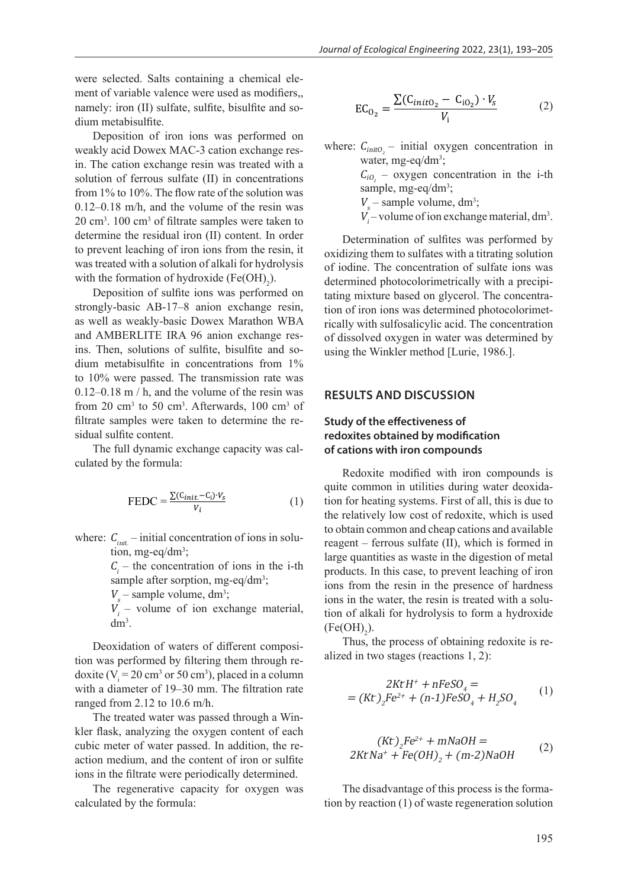were selected. Salts containing a chemical element of variable valence were used as modifiers,, namely: iron (II) sulfate, sulfite, bisulfite and sodium metabisulfite.

Deposition of iron ions was performed on weakly acid Dowex MAC-3 cation exchange resin. The cation exchange resin was treated with a solution of ferrous sulfate (II) in concentrations from 1% to 10%. The flow rate of the solution was 0.12–0.18 m/h, and the volume of the resin was 20 cm$^3$. 100 cm$^3$ of filtrate samples were taken to determine the residual iron (II) content. In order to prevent leaching of iron ions from the resin, it was treated with a solution of alkali for hydrolysis with the formation of hydroxide ($Fe(OH)_2$).

Deposition of sulfite ions was performed on strongly-basic AB-17–8 anion exchange resin, as well as weakly-basic Dowex Marathon WBA and AMBERLITE IRA 96 anion exchange resins. Then, solutions of sulfite, bisulfite and sodium metabisulfite in concentrations from 1% to 10% were passed. The transmission rate was 0.12–0.18 m / h, and the volume of the resin was from 20 cm$^3$ to 50 cm$^3$. Afterwards, 100 cm$^3$ of filtrate samples were taken to determine the residual sulfite content.

The full dynamic exchange capacity was calculated by the formula:

$$\text{FEDC} = \frac{\sum(C_{init.} - C_i) \cdot V_s}{V_i} \tag{1}$$

where: $C_{init.}$ – initial concentration of ions in solution, mg-eq/dm$^3$;
$C_i$ – the concentration of ions in the i-th sample after sorption, mg-eq/dm$^3$;
$V_s$ – sample volume, dm$^3$;
$V_i$ – volume of ion exchange material, dm$^3$.

Deoxidation of waters of different composition was performed by filtering them through redoxite ($V_i$ = 20 cm$^3$ or 50 cm$^3$), placed in a column with a diameter of 19–30 mm. The filtration rate ranged from 2.12 to 10.6 m/h.

The treated water was passed through a Winkler flask, analyzing the oxygen content of each cubic meter of water passed. In addition, the reaction medium, and the content of iron or sulfite ions in the filtrate were periodically determined.

The regenerative capacity for oxygen was calculated by the formula:

$$\text{EC}_{O_2} = \frac{\sum(C_{init O_2} - C_{iO_2}) \cdot V_s}{V_i} \tag{2}$$

where: $C_{initO_2}$ – initial oxygen concentration in water, mg-eq/dm$^3$;
$C_{iO_2}$ – oxygen concentration in the i-th sample, mg-eq/dm$^3$;
$V_s$ – sample volume, dm$^3$;
$V_i$ – volume of ion exchange material, dm$^3$.

Determination of sulfites was performed by oxidizing them to sulfates with a titrating solution of iodine. The concentration of sulfate ions was determined photocolorimetrically with a precipitating mixture based on glycerol. The concentration of iron ions was determined photocolorimetrically with sulfosalicylic acid. The concentration of dissolved oxygen in water was determined by using the Winkler method [Lurie, 1986.].

## RESULTS AND DISCUSSION

### Study of the effectiveness of redoxites obtained by modification of cations with iron compounds

Redoxite modified with iron compounds is quite common in utilities during water deoxidation for heating systems. First of all, this is due to the relatively low cost of redoxite, which is used to obtain common and cheap cations and available reagent – ferrous sulfate (II), which is formed in large quantities as waste in the digestion of metal products. In this case, to prevent leaching of iron ions from the resin in the presence of hardness ions in the water, the resin is treated with a solution of alkali for hydrolysis to form a hydroxide ($Fe(OH)_2$).

Thus, the process of obtaining redoxite is realized in two stages (reactions 1, 2):

$$\begin{gathered} 2KtH^+ + nFeSO_4 = \\ = (Kt^-)_2Fe^{2+} + (n\text{-}1)FeSO_4 + H_2SO_4 \end{gathered} \tag{1}$$

$$\begin{gathered} (Kt^-)_2Fe^{2+} + mNaOH = \\ 2KtNa^+ + Fe(OH)_2 + (m\text{-}2)NaOH \end{gathered} \tag{2}$$

The disadvantage of this process is the formation by reaction (1) of waste regeneration solution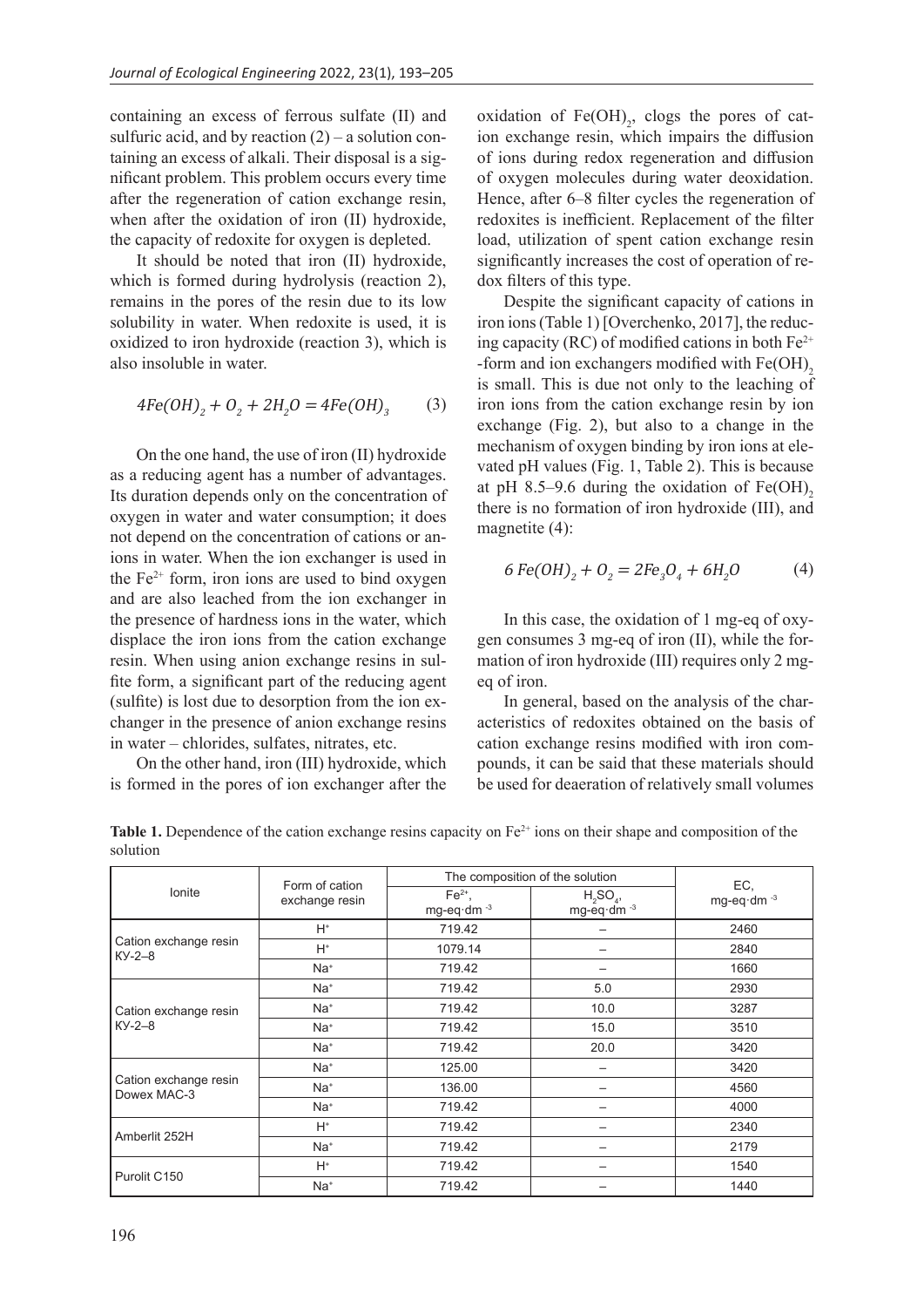containing an excess of ferrous sulfate (II) and sulfuric acid, and by reaction (2) – a solution containing an excess of alkali. Their disposal is a significant problem. This problem occurs every time after the regeneration of cation exchange resin, when after the oxidation of iron (II) hydroxide, the capacity of redoxite for oxygen is depleted.

It should be noted that iron (II) hydroxide, which is formed during hydrolysis (reaction 2), remains in the pores of the resin due to its low solubility in water. When redoxite is used, it is oxidized to iron hydroxide (reaction 3), which is also insoluble in water.

$$4Fe(OH)_2 + O_2 + 2H_2O = 4Fe(OH)_3 \qquad (3)$$

On the one hand, the use of iron (II) hydroxide as a reducing agent has a number of advantages. Its duration depends only on the concentration of oxygen in water and water consumption; it does not depend on the concentration of cations or anions in water. When the ion exchanger is used in the $Fe^{2+}$ form, iron ions are used to bind oxygen and are also leached from the ion exchanger in the presence of hardness ions in the water, which displace the iron ions from the cation exchange resin. When using anion exchange resins in sulfite form, a significant part of the reducing agent (sulfite) is lost due to desorption from the ion exchanger in the presence of anion exchange resins in water – chlorides, sulfates, nitrates, etc.

On the other hand, iron (III) hydroxide, which is formed in the pores of ion exchanger after the oxidation of $Fe(OH)_2$, clogs the pores of cation exchange resin, which impairs the diffusion of ions during redox regeneration and diffusion of oxygen molecules during water deoxidation. Hence, after 6–8 filter cycles the regeneration of redoxites is inefficient. Replacement of the filter load, utilization of spent cation exchange resin significantly increases the cost of operation of redox filters of this type.

Despite the significant capacity of cations in iron ions (Table 1) [Overchenko, 2017], the reducing capacity (RC) of modified cations in both $Fe^{2+}$ -form and ion exchangers modified with $Fe(OH)_2$ is small. This is due not only to the leaching of iron ions from the cation exchange resin by ion exchange (Fig. 2), but also to a change in the mechanism of oxygen binding by iron ions at elevated pH values (Fig. 1, Table 2). This is because at pH 8.5–9.6 during the oxidation of $Fe(OH)_2$ there is no formation of iron hydroxide (III), and magnetite (4):

$$6\,Fe(OH)_2 + O_2 = 2Fe_3O_4 + 6H_2O \qquad (4)$$

In this case, the oxidation of 1 mg-eq of oxygen consumes 3 mg-eq of iron (II), while the formation of iron hydroxide (III) requires only 2 mg-eq of iron.

In general, based on the analysis of the characteristics of redoxites obtained on the basis of cation exchange resins modified with iron compounds, it can be said that these materials should be used for deaeration of relatively small volumes

**Table 1.** Dependence of the cation exchange resins capacity on $Fe^{2+}$ ions on their shape and composition of the solution

| Ionite | Form of cation exchange resin | The composition of the solution | | EC, mg-eq·dm$^{-3}$ |
|---|---|---|---|---|
| | | $Fe^{2+}$, mg-eq·dm$^{-3}$ | $H_2SO_4$, mg-eq·dm$^{-3}$ | |
| Cation exchange resin КУ-2–8 | $H^+$ | 719.42 | – | 2460 |
| | $H^+$ | 1079.14 | – | 2840 |
| | $Na^+$ | 719.42 | – | 1660 |
| Cation exchange resin КУ-2–8 | $Na^+$ | 719.42 | 5.0 | 2930 |
| | $Na^+$ | 719.42 | 10.0 | 3287 |
| | $Na^+$ | 719.42 | 15.0 | 3510 |
| | $Na^+$ | 719.42 | 20.0 | 3420 |
| Cation exchange resin Dowex MAC-3 | $Na^+$ | 125.00 | – | 3420 |
| | $Na^+$ | 136.00 | – | 4560 |
| | $Na^+$ | 719.42 | – | 4000 |
| Amberlit 252H | $H^+$ | 719.42 | – | 2340 |
| | $Na^+$ | 719.42 | – | 2179 |
| Purolit C150 | $H^+$ | 719.42 | – | 1540 |
| | $Na^+$ | 719.42 | – | 1440 |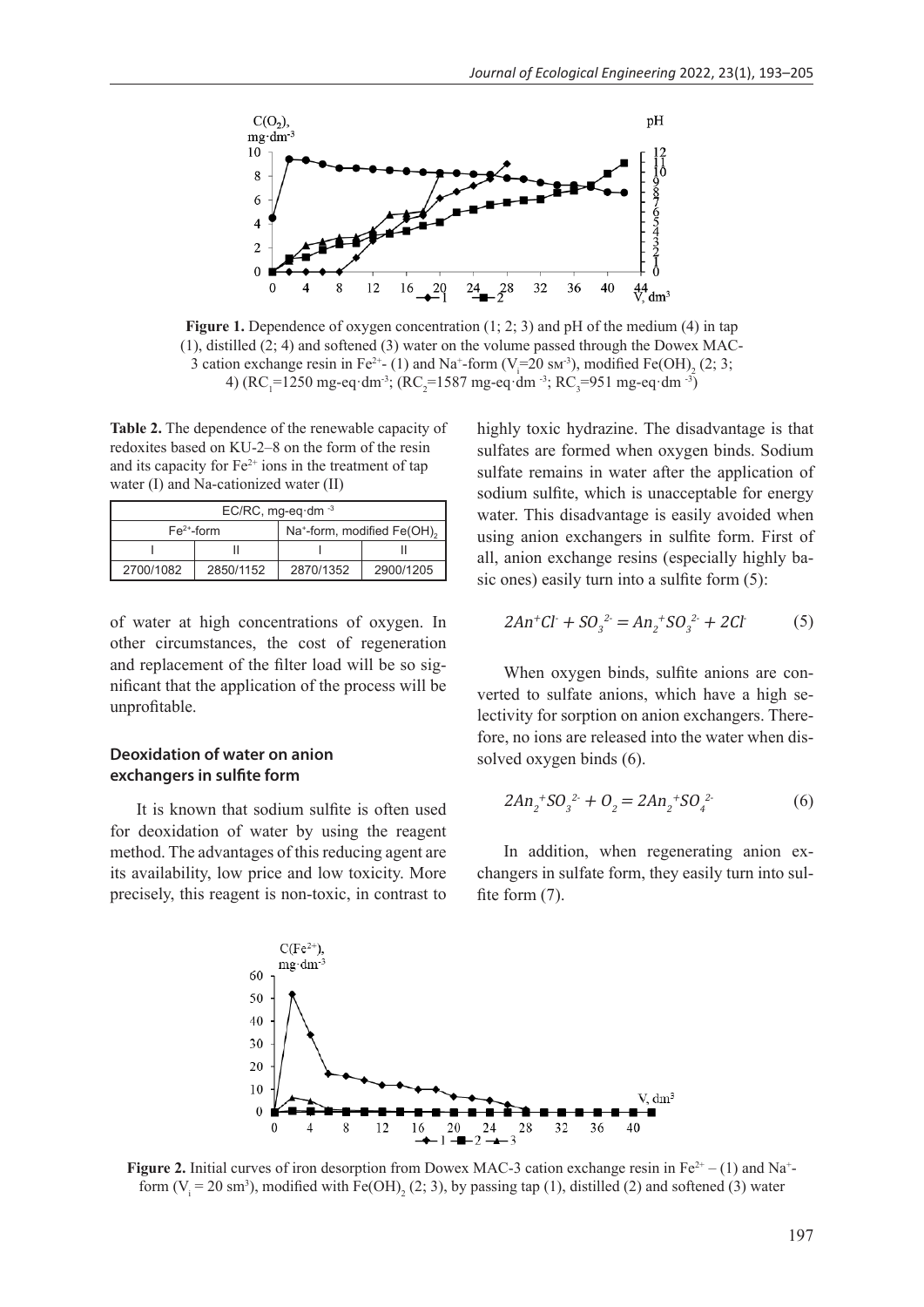**Figure 1.** Dependence of oxygen concentration (1; 2; 3) and pH of the medium (4) in tap (1), distilled (2; 4) and softened (3) water on the volume passed through the Dowex MAC-3 cation exchange resin in $Fe^{2+}$- (1) and $Na^{+}$-form ($V_i$=20 sм$^{-3}$), modified $Fe(OH)_2$ (2; 3; 4) ($RC_1$=1250 mg-eq·dm$^{-3}$; ($RC_2$=1587 mg-eq·dm$^{-3}$; $RC_3$=951 mg-eq·dm$^{-3}$)

**Table 2.** The dependence of the renewable capacity of redoxites based on KU-2–8 on the form of the resin and its capacity for $Fe^{2+}$ ions in the treatment of tap water (I) and Na-cationized water (II)

| EC/RC, mg-eq·dm$^{-3}$ | | | |
|---|---|---|---|
| $Fe^{2+}$-form | | $Na^{+}$-form, modified $Fe(OH)_2$ | |
| I | II | I | II |
| 2700/1082 | 2850/1152 | 2870/1352 | 2900/1205 |

of water at high concentrations of oxygen. In other circumstances, the cost of regeneration and replacement of the filter load will be so significant that the application of the process will be unprofitable.

### Deoxidation of water on anion exchangers in sulfite form

It is known that sodium sulfite is often used for deoxidation of water by using the reagent method. The advantages of this reducing agent are its availability, low price and low toxicity. More precisely, this reagent is non-toxic, in contrast to highly toxic hydrazine. The disadvantage is that sulfates are formed when oxygen binds. Sodium sulfate remains in water after the application of sodium sulfite, which is unacceptable for energy water. This disadvantage is easily avoided when using anion exchangers in sulfite form. First of all, anion exchange resins (especially highly basic ones) easily turn into a sulfite form (5):

$$2An^{+}Cl^{-} + SO_3^{2-} = An_2^{+}SO_3^{2-} + 2Cl^{-} \quad (5)$$

When oxygen binds, sulfite anions are converted to sulfate anions, which have a high selectivity for sorption on anion exchangers. Therefore, no ions are released into the water when dissolved oxygen binds (6).

$$2An_2^{+}SO_3^{2-} + O_2 = 2An_2^{+}SO_4^{2-} \quad (6)$$

In addition, when regenerating anion exchangers in sulfate form, they easily turn into sulfite form (7).

**Figure 2.** Initial curves of iron desorption from Dowex MAC-3 cation exchange resin in $Fe^{2+}$ – (1) and $Na^{+}$-form ($V_i$ = 20 sm$^3$), modified with $Fe(OH)_2$ (2; 3), by passing tap (1), distilled (2) and softened (3) water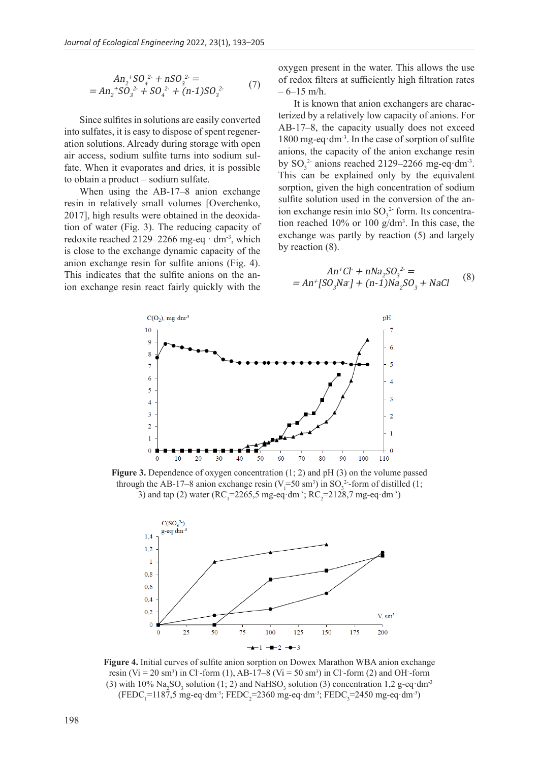$$An_2^+SO_4^{2-} + nSO_3^{2-} = \\ = An_2^+SO_3^{2-} + SO_4^{2-} + (n\text{-}1)SO_3^{2-} \quad (7)$$

Since sulfites in solutions are easily converted into sulfates, it is easy to dispose of spent regeneration solutions. Already during storage with open air access, sodium sulfite turns into sodium sulfate. When it evaporates and dries, it is possible to obtain a product – sodium sulfate.

When using the AB-17–8 anion exchange resin in relatively small volumes [Overchenko, 2017], high results were obtained in the deoxidation of water (Fig. 3). The reducing capacity of redoxite reached 2129–2266 mg-eq · $dm^{-3}$, which is close to the exchange dynamic capacity of the anion exchange resin for sulfite anions (Fig. 4). This indicates that the sulfite anions on the anion exchange resin react fairly quickly with the oxygen present in the water. This allows the use of redox filters at sufficiently high filtration rates – 6–15 m/h.

It is known that anion exchangers are characterized by a relatively low capacity of anions. For AB-17–8, the capacity usually does not exceed 1800 mg-eq·$dm^{-3}$. In the case of sorption of sulfite anions, the capacity of the anion exchange resin by $SO_3^{2-}$ anions reached 2129–2266 mg-eq·$dm^{-3}$. This can be explained only by the equivalent sorption, given the high concentration of sodium sulfite solution used in the conversion of the anion exchange resin into $SO_3^{2-}$ form. Its concentration reached 10% or 100 g/$dm^3$. In this case, the exchange was partly by reaction (5) and largely by reaction (8).

$$An^+Cl^- + nNa_2SO_3^{2-} = \\ = An^+[SO_3Na^-] + (n\text{-}1)Na_2SO_3 + NaCl \quad (8)$$

**Figure 3.** Dependence of oxygen concentration (1; 2) and pH (3) on the volume passed through the AB-17–8 anion exchange resin ($V_i$=50 $sm^3$) in $SO_3^{2-}$-form of distilled (1; 3) and tap (2) water ($RC_1$=2265,5 mg-eq·$dm^{-3}$; $RC_2$=2128,7 mg-eq·$dm^{-3}$)

**Figure 4.** Initial curves of sulfite anion sorption on Dowex Marathon WBA anion exchange resin (Vi = 20 $sm^3$) in $Cl^-$-form (1), AB-17–8 (Vi = 50 $sm^3$) in $Cl^-$-form (2) and $OH^-$-form (3) with 10% $Na_2SO_3$ solution (1; 2) and $NaHSO_3$ solution (3) concentration 1,2 g-eq·$dm^{-3}$ ($FEDC_1$=1187,5 mg-eq·$dm^{-3}$; $FEDC_2$=2360 mg-eq·$dm^{-3}$; $FEDC_3$=2450 mg-eq·$dm^{-3}$)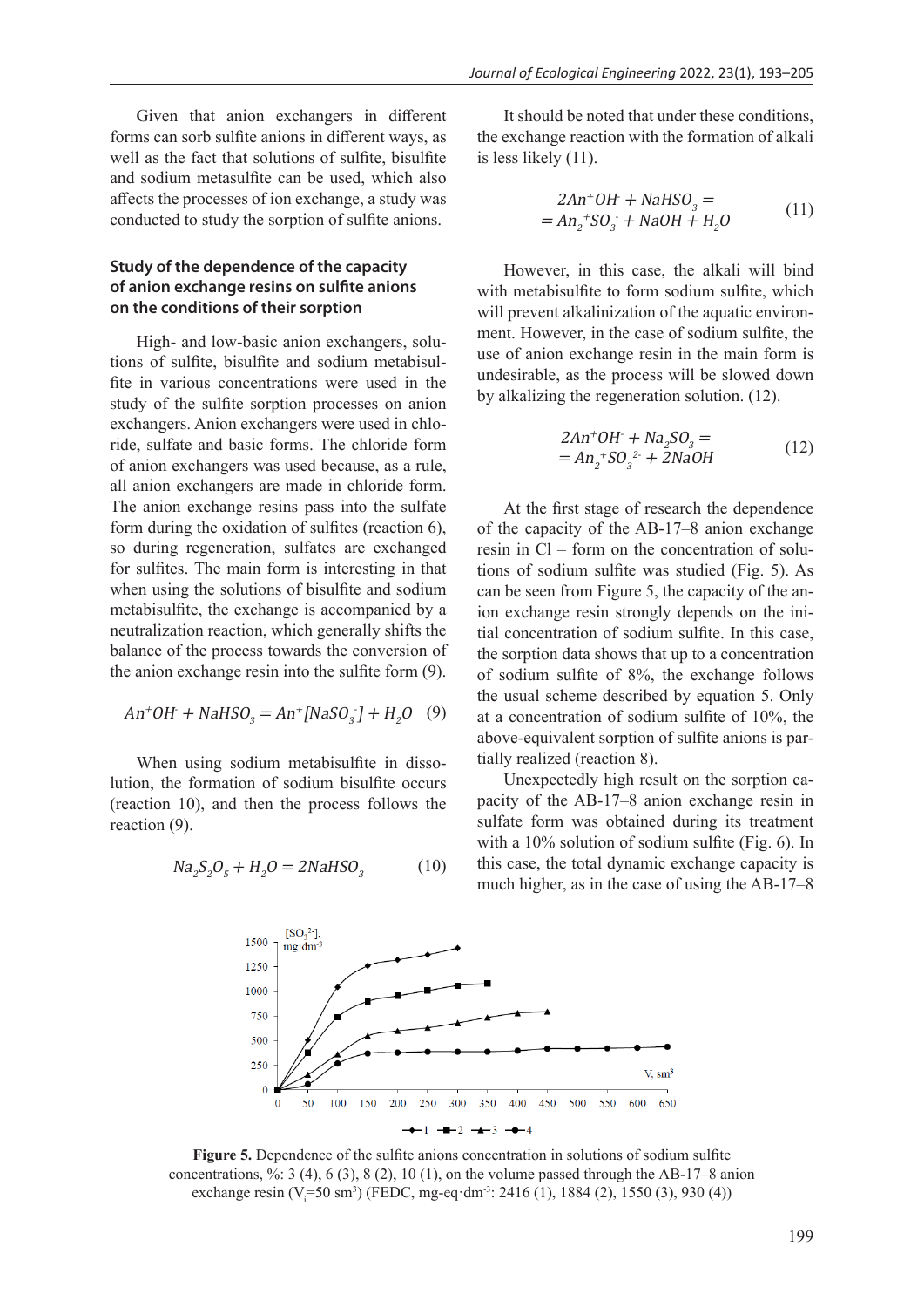Given that anion exchangers in different forms can sorb sulfite anions in different ways, as well as the fact that solutions of sulfite, bisulfite and sodium metasulfite can be used, which also affects the processes of ion exchange, a study was conducted to study the sorption of sulfite anions.

### Study of the dependence of the capacity of anion exchange resins on sulfite anions on the conditions of their sorption

High- and low-basic anion exchangers, solutions of sulfite, bisulfite and sodium metabisulfite in various concentrations were used in the study of the sulfite sorption processes on anion exchangers. Anion exchangers were used in chloride, sulfate and basic forms. The chloride form of anion exchangers was used because, as a rule, all anion exchangers are made in chloride form. The anion exchange resins pass into the sulfate form during the oxidation of sulfites (reaction 6), so during regeneration, sulfates are exchanged for sulfites. The main form is interesting in that when using the solutions of bisulfite and sodium metabisulfite, the exchange is accompanied by a neutralization reaction, which generally shifts the balance of the process towards the conversion of the anion exchange resin into the sulfite form (9).

$$An^{+}OH^{-} + NaHSO_3 = An^{+}[NaSO_3^{-}] + H_2O \quad (9)$$

When using sodium metabisulfite in dissolution, the formation of sodium bisulfite occurs (reaction 10), and then the process follows the reaction (9).

$$Na_2S_2O_5 + H_2O = 2NaHSO_3 \quad (10)$$

It should be noted that under these conditions, the exchange reaction with the formation of alkali is less likely (11).

$$\begin{aligned} &2An^{+}OH^{-} + NaHSO_3 = \\ &= An_2^{+}SO_3^{-} + NaOH + H_2O \end{aligned} \quad (11)$$

However, in this case, the alkali will bind with metabisulfite to form sodium sulfite, which will prevent alkalinization of the aquatic environment. However, in the case of sodium sulfite, the use of anion exchange resin in the main form is undesirable, as the process will be slowed down by alkalizing the regeneration solution. (12).

$$\begin{aligned} &2An^{+}OH^{-} + Na_2SO_3 = \\ &= An_2^{+}SO_3^{2-} + 2NaOH \end{aligned} \quad (12)$$

At the first stage of research the dependence of the capacity of the AB-17–8 anion exchange resin in Cl – form on the concentration of solutions of sodium sulfite was studied (Fig. 5). As can be seen from Figure 5, the capacity of the anion exchange resin strongly depends on the initial concentration of sodium sulfite. In this case, the sorption data shows that up to a concentration of sodium sulfite of 8%, the exchange follows the usual scheme described by equation 5. Only at a concentration of sodium sulfite of 10%, the above-equivalent sorption of sulfite anions is partially realized (reaction 8).

Unexpectedly high result on the sorption capacity of the AB-17–8 anion exchange resin in sulfate form was obtained during its treatment with a 10% solution of sodium sulfite (Fig. 6). In this case, the total dynamic exchange capacity is much higher, as in the case of using the AB-17–8

**Figure 5.** Dependence of the sulfite anions concentration in solutions of sodium sulfite concentrations, %: 3 (4), 6 (3), 8 (2), 10 (1), on the volume passed through the AB-17–8 anion exchange resin ($V_i$=50 sm$^3$) (FEDC, mg-eq·dm$^{-3}$: 2416 (1), 1884 (2), 1550 (3), 930 (4))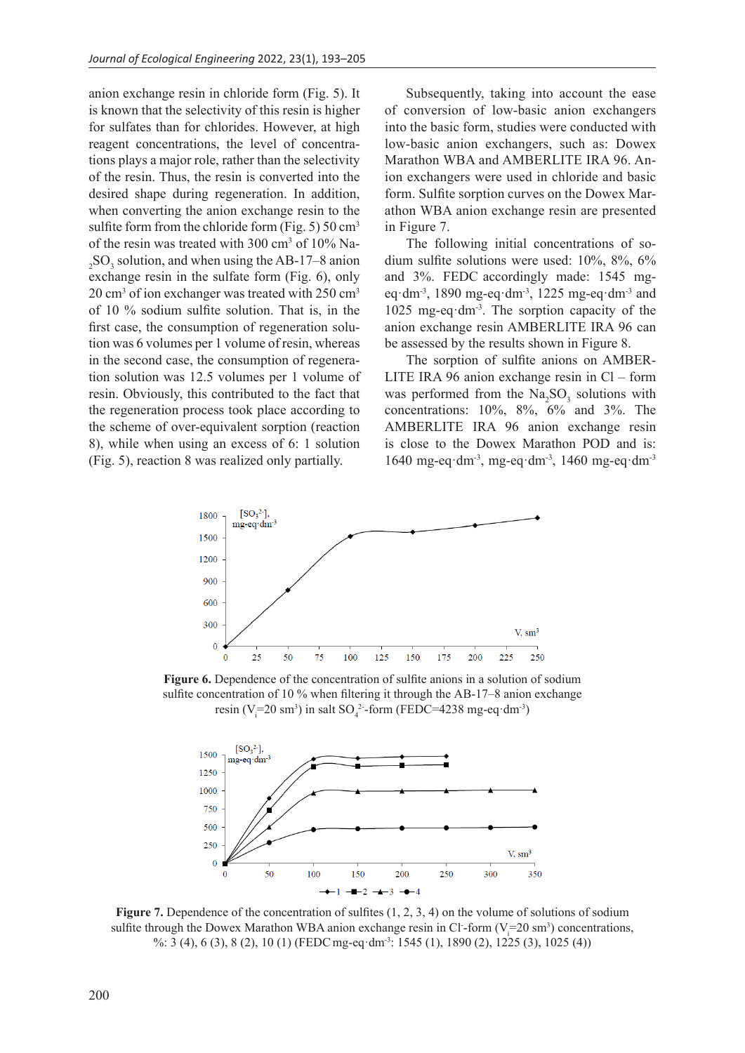anion exchange resin in chloride form (Fig. 5). It is known that the selectivity of this resin is higher for sulfates than for chlorides. However, at high reagent concentrations, the level of concentrations plays a major role, rather than the selectivity of the resin. Thus, the resin is converted into the desired shape during regeneration. In addition, when converting the anion exchange resin to the sulfite form from the chloride form (Fig. 5) 50 cm$^3$ of the resin was treated with 300 cm$^3$ of 10% $Na_2SO_3$ solution, and when using the AB-17–8 anion exchange resin in the sulfate form (Fig. 6), only 20 cm$^3$ of ion exchanger was treated with 250 cm$^3$ of 10 % sodium sulfite solution. That is, in the first case, the consumption of regeneration solution was 6 volumes per 1 volume of resin, whereas in the second case, the consumption of regeneration solution was 12.5 volumes per 1 volume of resin. Obviously, this contributed to the fact that the regeneration process took place according to the scheme of over-equivalent sorption (reaction 8), while when using an excess of 6: 1 solution (Fig. 5), reaction 8 was realized only partially.

Subsequently, taking into account the ease of conversion of low-basic anion exchangers into the basic form, studies were conducted with low-basic anion exchangers, such as: Dowex Marathon WBA and AMBERLITE IRA 96. Anion exchangers were used in chloride and basic form. Sulfite sorption curves on the Dowex Marathon WBA anion exchange resin are presented in Figure 7.

The following initial concentrations of sodium sulfite solutions were used: 10%, 8%, 6% and 3%. FEDC accordingly made: 1545 mg-eq·dm$^{-3}$, 1890 mg-eq·dm$^{-3}$, 1225 mg-eq·dm$^{-3}$ and 1025 mg-eq·dm$^{-3}$. The sorption capacity of the anion exchange resin AMBERLITE IRA 96 can be assessed by the results shown in Figure 8.

The sorption of sulfite anions on AMBERLITE IRA 96 anion exchange resin in Cl – form was performed from the $Na_2SO_3$ solutions with concentrations: 10%, 8%, 6% and 3%. The AMBERLITE IRA 96 anion exchange resin is close to the Dowex Marathon POD and is: 1640 mg-eq·dm$^{-3}$, mg-eq·dm$^{-3}$, 1460 mg-eq·dm$^{-3}$

**Figure 6.** Dependence of the concentration of sulfite anions in a solution of sodium sulfite concentration of 10 % when filtering it through the AB-17–8 anion exchange resin ($V_i$=20 sm$^3$) in salt $SO_4^{2-}$-form (FEDC=4238 mg-eq·dm$^{-3}$)

**Figure 7.** Dependence of the concentration of sulfites (1, 2, 3, 4) on the volume of solutions of sodium sulfite through the Dowex Marathon WBA anion exchange resin in $Cl^-$-form ($V_i$=20 sm$^3$) concentrations, %: 3 (4), 6 (3), 8 (2), 10 (1) (FEDC mg-eq·dm$^{-3}$: 1545 (1), 1890 (2), 1225 (3), 1025 (4))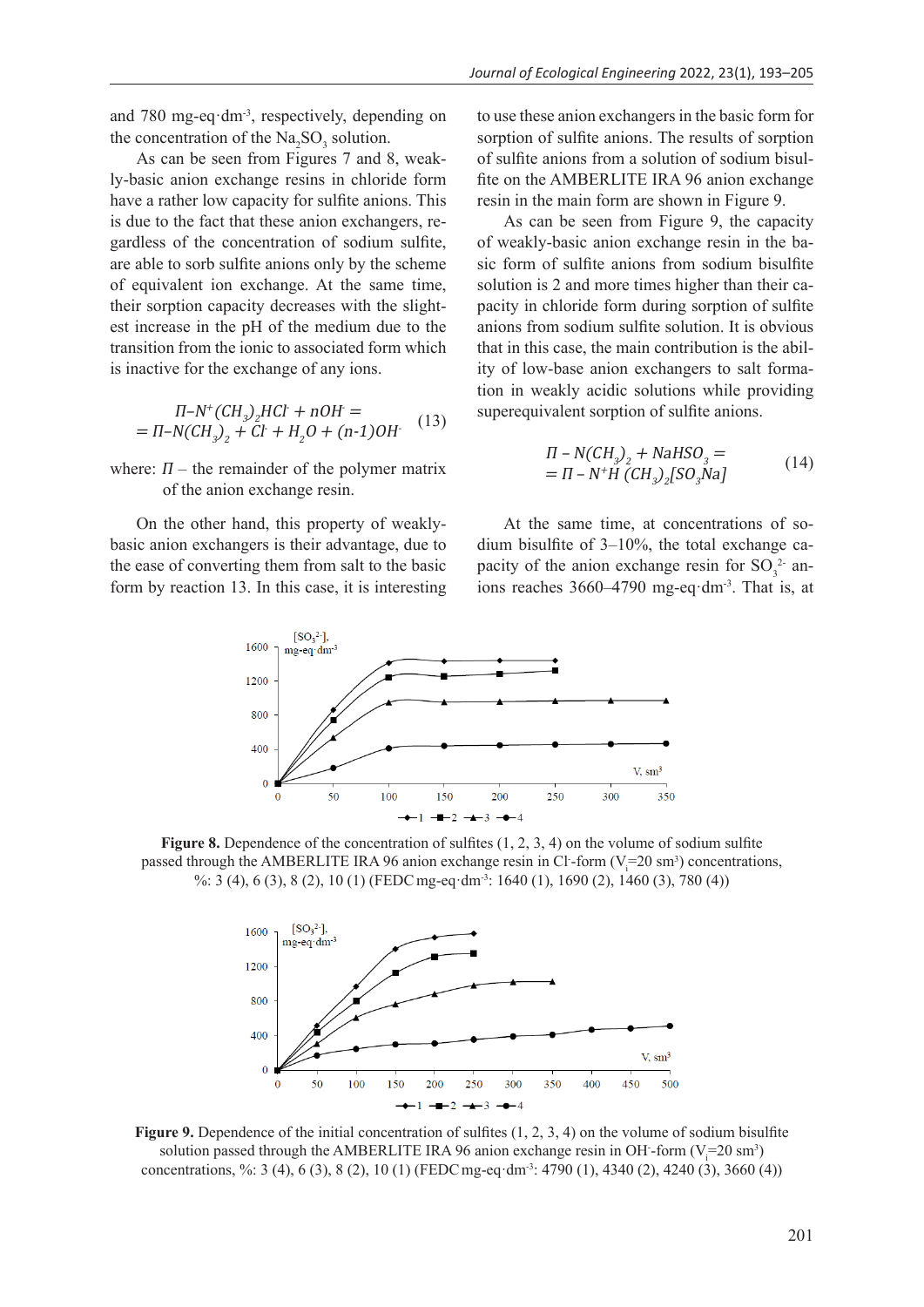and 780 mg-eq·dm$^{-3}$, respectively, depending on the concentration of the $Na_2SO_3$ solution.

As can be seen from Figures 7 and 8, weakly-basic anion exchange resins in chloride form have a rather low capacity for sulfite anions. This is due to the fact that these anion exchangers, regardless of the concentration of sodium sulfite, are able to sorb sulfite anions only by the scheme of equivalent ion exchange. At the same time, their sorption capacity decreases with the slightest increase in the pH of the medium due to the transition from the ionic to associated form which is inactive for the exchange of any ions.

$$\Pi\text{–}N^{+}(CH_3)_2HCl^{-} + nOH^{-} = \\ = \Pi\text{–}N(CH_3)_2 + Cl^{-} + H_2O + (n\text{-}1)OH^{-} \quad (13)$$

where: $\Pi$ – the remainder of the polymer matrix of the anion exchange resin.

On the other hand, this property of weakly-basic anion exchangers is their advantage, due to the ease of converting them from salt to the basic form by reaction 13. In this case, it is interesting to use these anion exchangers in the basic form for sorption of sulfite anions. The results of sorption of sulfite anions from a solution of sodium bisulfite on the AMBERLITE IRA 96 anion exchange resin in the main form are shown in Figure 9.

As can be seen from Figure 9, the capacity of weakly-basic anion exchange resin in the basic form of sulfite anions from sodium bisulfite solution is 2 and more times higher than their capacity in chloride form during sorption of sulfite anions from sodium sulfite solution. It is obvious that in this case, the main contribution is the ability of low-base anion exchangers to salt formation in weakly acidic solutions while providing superequivalent sorption of sulfite anions.

$$\Pi - N(CH_3)_2 + NaHSO_3 = \\ = \Pi - N^{+}H\,(CH_3)_2[SO_3Na] \quad (14)$$

At the same time, at concentrations of sodium bisulfite of 3–10%, the total exchange capacity of the anion exchange resin for $SO_3^{2-}$ anions reaches 3660–4790 mg-eq·dm$^{-3}$. That is, at

**Figure 8.** Dependence of the concentration of sulfites (1, 2, 3, 4) on the volume of sodium sulfite passed through the AMBERLITE IRA 96 anion exchange resin in $Cl^-$-form ($V_i$=20 sm$^3$) concentrations, %: 3 (4), 6 (3), 8 (2), 10 (1) (FEDC mg-eq·dm$^{-3}$: 1640 (1), 1690 (2), 1460 (3), 780 (4))

**Figure 9.** Dependence of the initial concentration of sulfites (1, 2, 3, 4) on the volume of sodium bisulfite solution passed through the AMBERLITE IRA 96 anion exchange resin in $OH^-$-form ($V_i$=20 sm$^3$) concentrations, %: 3 (4), 6 (3), 8 (2), 10 (1) (FEDC mg-eq·dm$^{-3}$: 4790 (1), 4340 (2), 4240 (3), 3660 (4))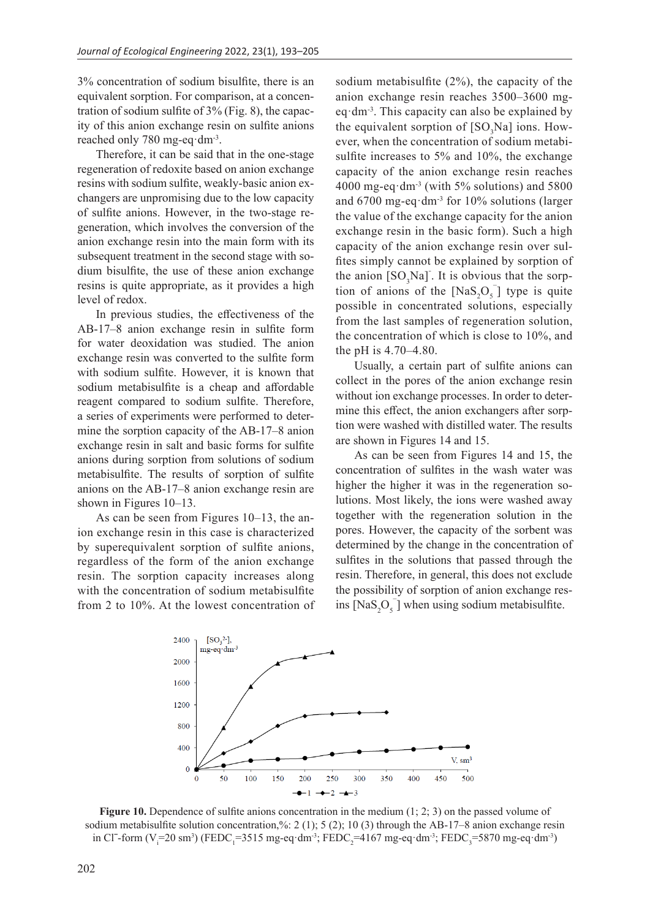3% concentration of sodium bisulfite, there is an equivalent sorption. For comparison, at a concentration of sodium sulfite of 3% (Fig. 8), the capacity of this anion exchange resin on sulfite anions reached only 780 mg-eq·dm$^{-3}$.

Therefore, it can be said that in the one-stage regeneration of redoxite based on anion exchange resins with sodium sulfite, weakly-basic anion exchangers are unpromising due to the low capacity of sulfite anions. However, in the two-stage regeneration, which involves the conversion of the anion exchange resin into the main form with its subsequent treatment in the second stage with sodium bisulfite, the use of these anion exchange resins is quite appropriate, as it provides a high level of redox.

In previous studies, the effectiveness of the AB-17–8 anion exchange resin in sulfite form for water deoxidation was studied. The anion exchange resin was converted to the sulfite form with sodium sulfite. However, it is known that sodium metabisulfite is a cheap and affordable reagent compared to sodium sulfite. Therefore, a series of experiments were performed to determine the sorption capacity of the AB-17–8 anion exchange resin in salt and basic forms for sulfite anions during sorption from solutions of sodium metabisulfite. The results of sorption of sulfite anions on the AB-17–8 anion exchange resin are shown in Figures 10–13.

As can be seen from Figures 10–13, the anion exchange resin in this case is characterized by superequivalent sorption of sulfite anions, regardless of the form of the anion exchange resin. The sorption capacity increases along with the concentration of sodium metabisulfite from 2 to 10%. At the lowest concentration of sodium metabisulfite (2%), the capacity of the anion exchange resin reaches 3500–3600 mg-eq·dm$^{-3}$. This capacity can also be explained by the equivalent sorption of [$SO_3Na$] ions. However, when the concentration of sodium metabisulfite increases to 5% and 10%, the exchange capacity of the anion exchange resin reaches 4000 mg-eq·dm$^{-3}$ (with 5% solutions) and 5800 and 6700 mg-eq·dm$^{-3}$ for 10% solutions (larger the value of the exchange capacity for the anion exchange resin in the basic form). Such a high capacity of the anion exchange resin over sulfites simply cannot be explained by sorption of the anion [$SO_3Na$]$^-$. It is obvious that the sorption of anions of the [$NaS_2O_5^-$] type is quite possible in concentrated solutions, especially from the last samples of regeneration solution, the concentration of which is close to 10%, and the pH is 4.70–4.80.

Usually, a certain part of sulfite anions can collect in the pores of the anion exchange resin without ion exchange processes. In order to determine this effect, the anion exchangers after sorption were washed with distilled water. The results are shown in Figures 14 and 15.

As can be seen from Figures 14 and 15, the concentration of sulfites in the wash water was higher the higher it was in the regeneration solutions. Most likely, the ions were washed away together with the regeneration solution in the pores. However, the capacity of the sorbent was determined by the change in the concentration of sulfites in the solutions that passed through the resin. Therefore, in general, this does not exclude the possibility of sorption of anion exchange resins [$NaS_2O_5^-$] when using sodium metabisulfite.

**Figure 10.** Dependence of sulfite anions concentration in the medium (1; 2; 3) on the passed volume of sodium metabisulfite solution concentration,%: 2 (1); 5 (2); 10 (3) through the AB-17–8 anion exchange resin in Cl$^-$-form ($V_i$=20 sm$^3$) (FEDC$_1$=3515 mg-eq·dm$^{-3}$; FEDC$_2$=4167 mg-eq·dm$^{-3}$; FEDC$_3$=5870 mg-eq·dm$^{-3}$)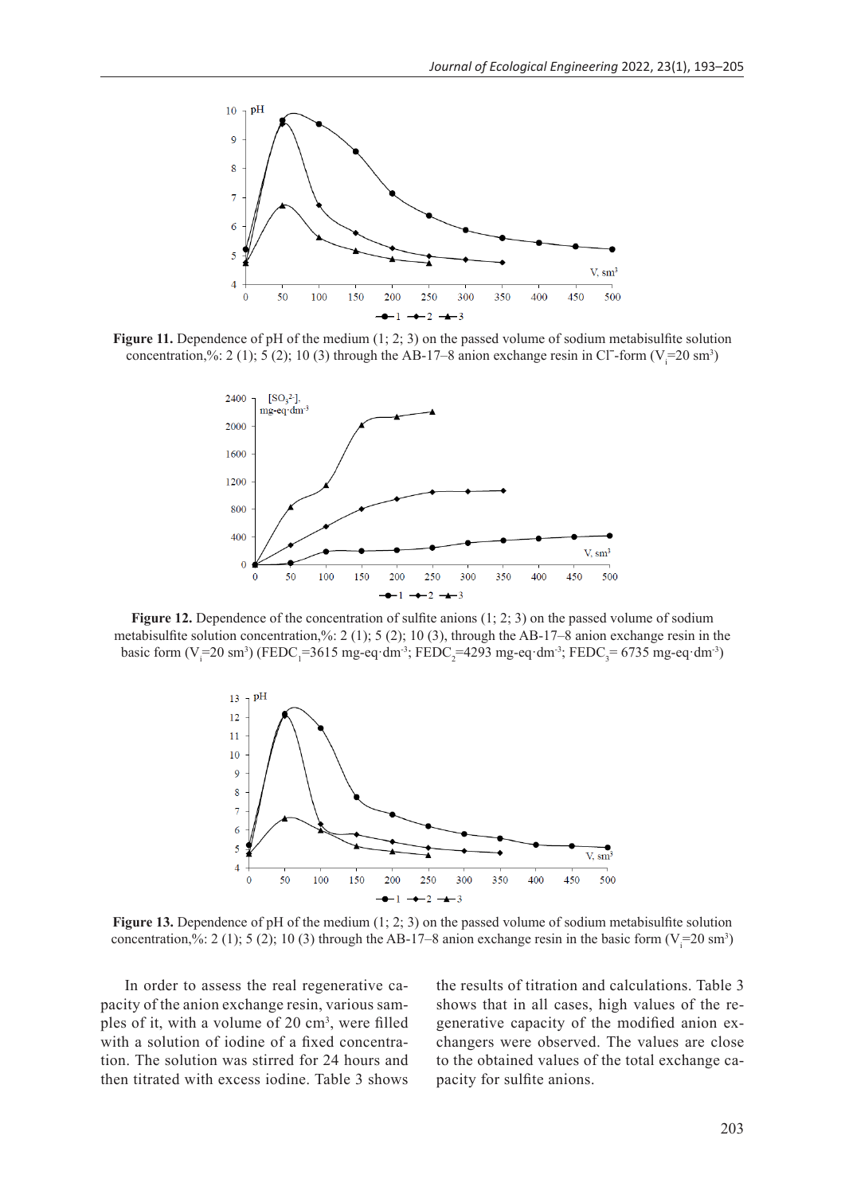**Figure 11.** Dependence of pH of the medium (1; 2; 3) on the passed volume of sodium metabisulfite solution concentration,%: 2 (1); 5 (2); 10 (3) through the AB-17–8 anion exchange resin in $Cl^-$-form ($V_i$=20 sm³)

**Figure 12.** Dependence of the concentration of sulfite anions (1; 2; 3) on the passed volume of sodium metabisulfite solution concentration,%: 2 (1); 5 (2); 10 (3), through the AB-17–8 anion exchange resin in the basic form ($V_i$=20 sm³) ($FEDC_1$=3615 mg-eq·dm⁻³; $FEDC_2$=4293 mg-eq·dm⁻³; $FEDC_3$= 6735 mg-eq·dm⁻³)

**Figure 13.** Dependence of pH of the medium (1; 2; 3) on the passed volume of sodium metabisulfite solution concentration,%: 2 (1); 5 (2); 10 (3) through the AB-17–8 anion exchange resin in the basic form ($V_i$=20 sm³)

In order to assess the real regenerative capacity of the anion exchange resin, various samples of it, with a volume of 20 cm³, were filled with a solution of iodine of a fixed concentration. The solution was stirred for 24 hours and then titrated with excess iodine. Table 3 shows the results of titration and calculations. Table 3 shows that in all cases, high values of the regenerative capacity of the modified anion exchangers were observed. The values are close to the obtained values of the total exchange capacity for sulfite anions.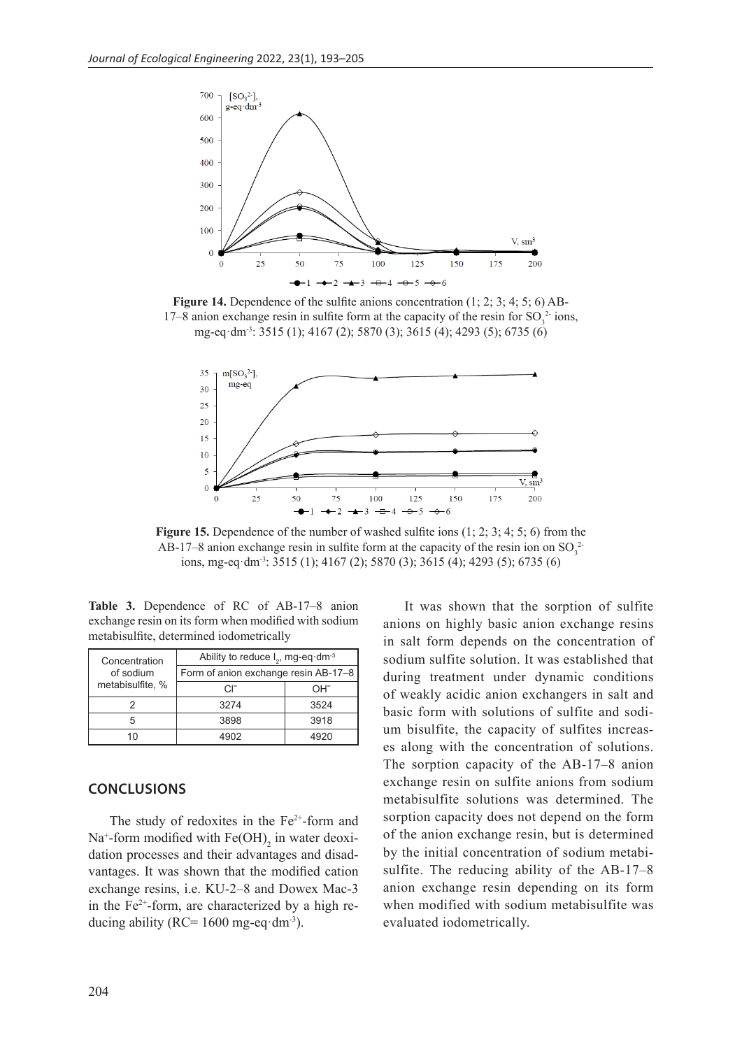**Figure 14.** Dependence of the sulfite anions concentration (1; 2; 3; 4; 5; 6) AB-17–8 anion exchange resin in sulfite form at the capacity of the resin for $SO_3^{2-}$ ions, mg-eq·dm$^{-3}$: 3515 (1); 4167 (2); 5870 (3); 3615 (4); 4293 (5); 6735 (6)

**Figure 15.** Dependence of the number of washed sulfite ions (1; 2; 3; 4; 5; 6) from the AB-17–8 anion exchange resin in sulfite form at the capacity of the resin ion on $SO_3^{2-}$ ions, mg-eq·dm$^{-3}$: 3515 (1); 4167 (2); 5870 (3); 3615 (4); 4293 (5); 6735 (6)

**Table 3.** Dependence of RC of AB-17–8 anion exchange resin on its form when modified with sodium metabisulfite, determined iodometrically

| Concentration of sodium metabisulfite, % | Ability to reduce $I_2$, mg-eq·dm$^{-3}$ | |
|---|---|---|
| | Form of anion exchange resin AB-17–8 | |
| | $Cl^-$ | $OH^-$ |
| 2 | 3274 | 3524 |
| 5 | 3898 | 3918 |
| 10 | 4902 | 4920 |

## CONCLUSIONS

The study of redoxites in the $Fe^{2+}$-form and $Na^+$-form modified with $Fe(OH)_2$ in water deoxidation processes and their advantages and disadvantages. It was shown that the modified cation exchange resins, i.e. KU-2–8 and Dowex Mac-3 in the $Fe^{2+}$-form, are characterized by a high reducing ability (RC= 1600 mg-eq·dm$^{-3}$).

It was shown that the sorption of sulfite anions on highly basic anion exchange resins in salt form depends on the concentration of sodium sulfite solution. It was established that during treatment under dynamic conditions of weakly acidic anion exchangers in salt and basic form with solutions of sulfite and sodium bisulfite, the capacity of sulfites increases along with the concentration of solutions. The sorption capacity of the AB-17–8 anion exchange resin on sulfite anions from sodium metabisulfite solutions was determined. The sorption capacity does not depend on the form of the anion exchange resin, but is determined by the initial concentration of sodium metabisulfite. The reducing ability of the AB-17–8 anion exchange resin depending on its form when modified with sodium metabisulfite was evaluated iodometrically.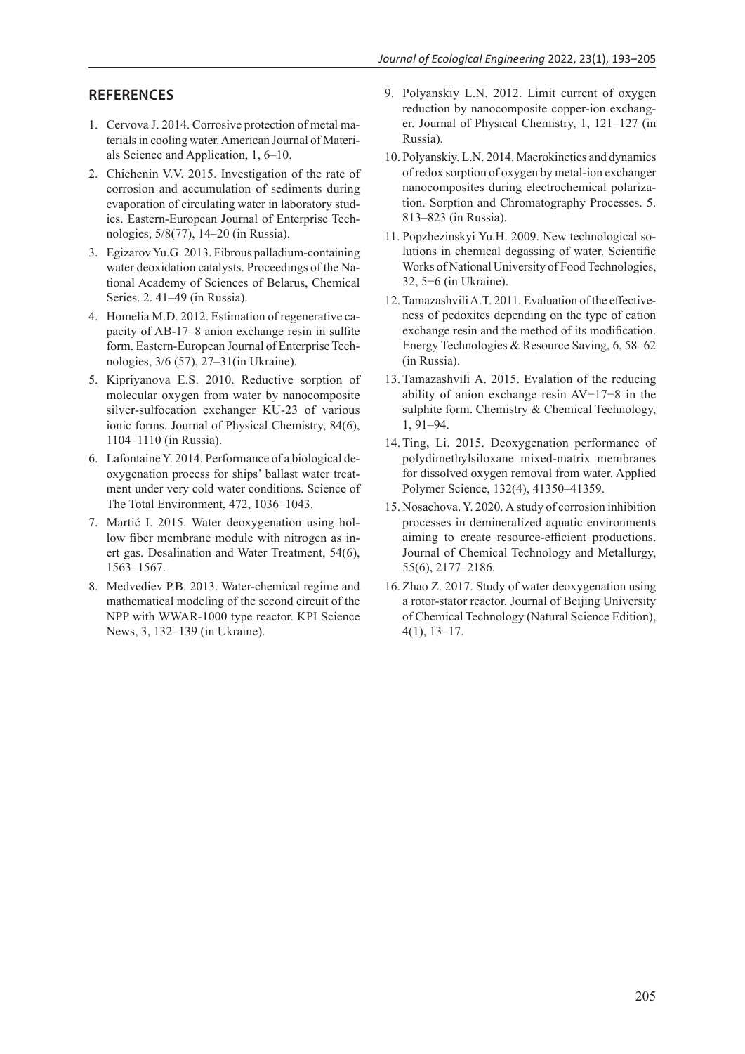## REFERENCES

1. Cervova J. 2014. Corrosive protection of metal materials in cooling water. American Journal of Materials Science and Application, 1, 6–10.
2. Chichenin V.V. 2015. Investigation of the rate of corrosion and accumulation of sediments during evaporation of circulating water in laboratory studies. Eastern-European Journal of Enterprise Technologies, 5/8(77), 14–20 (in Russia).
3. Egizarov Yu.G. 2013. Fibrous palladium-containing water deoxidation catalysts. Proceedings of the National Academy of Sciences of Belarus, Chemical Series. 2. 41–49 (in Russia).
4. Homelia M.D. 2012. Estimation of regenerative capacity of AB-17–8 anion exchange resin in sulfite form. Eastern-European Journal of Enterprise Technologies, 3/6 (57), 27–31(in Ukraine).
5. Kipriyanova E.S. 2010. Reductive sorption of molecular oxygen from water by nanocomposite silver-sulfocation exchanger KU-23 of various ionic forms. Journal of Physical Chemistry, 84(6), 1104–1110 (in Russia).
6. Lafontaine Y. 2014. Performance of a biological deoxygenation process for ships' ballast water treatment under very cold water conditions. Science of The Total Environment, 472, 1036–1043.
7. Martić I. 2015. Water deoxygenation using hollow fiber membrane module with nitrogen as inert gas. Desalination and Water Treatment, 54(6), 1563–1567.
8. Medvediev P.B. 2013. Water-chemical regime and mathematical modeling of the second circuit of the NPP with WWAR-1000 type reactor. KPI Science News, 3, 132–139 (in Ukraine).
9. Polyanskiy L.N. 2012. Limit current of oxygen reduction by nanocomposite copper-ion exchanger. Journal of Physical Chemistry, 1, 121–127 (in Russia).
10. Polyanskiy. L.N. 2014. Macrokinetics and dynamics of redox sorption of oxygen by metal-ion exchanger nanocomposites during electrochemical polarization. Sorption and Chromatography Processes. 5. 813–823 (in Russia).
11. Popzhezinskyi Yu.H. 2009. New technological solutions in chemical degassing of water. Scientific Works of National University of Food Technologies, 32, 5−6 (in Ukraine).
12. Tamazashvili A.T. 2011. Evaluation of the effectiveness of pedoxites depending on the type of cation exchange resin and the method of its modification. Energy Technologies & Resource Saving, 6, 58–62 (in Russia).
13. Tamazashvili A. 2015. Evalation of the reducing ability of anion exchange resin AV−17−8 in the sulphite form. Chemistry & Chemical Technology, 1, 91–94.
14. Ting, Li. 2015. Deoxygenation performance of polydimethylsiloxane mixed-matrix membranes for dissolved oxygen removal from water. Applied Polymer Science, 132(4), 41350–41359.
15. Nosachova. Y. 2020. A study of corrosion inhibition processes in demineralized aquatic environments aiming to create resource-efficient productions. Journal of Chemical Technology and Metallurgy, 55(6), 2177–2186.
16. Zhao Z. 2017. Study of water deoxygenation using a rotor-stator reactor. Journal of Beijing University of Chemical Technology (Natural Science Edition), 4(1), 13–17.